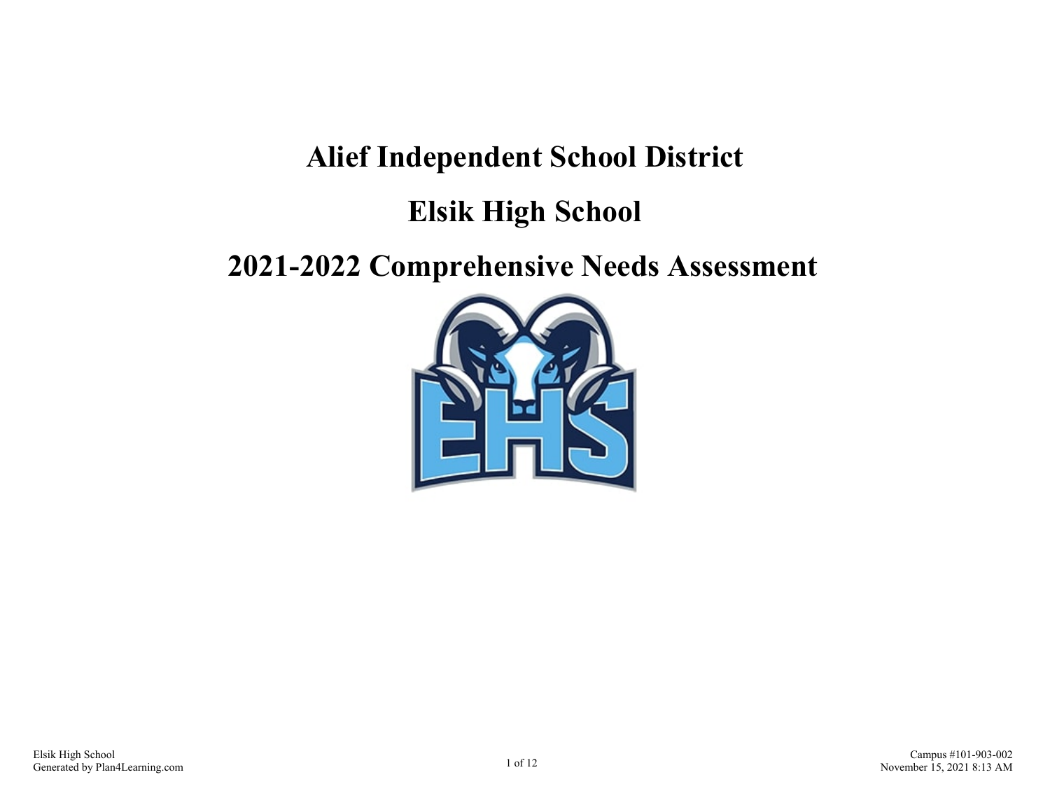# Alief Independent School District

# Elsik High School

# 2021-2022 Comprehensive Needs Assessment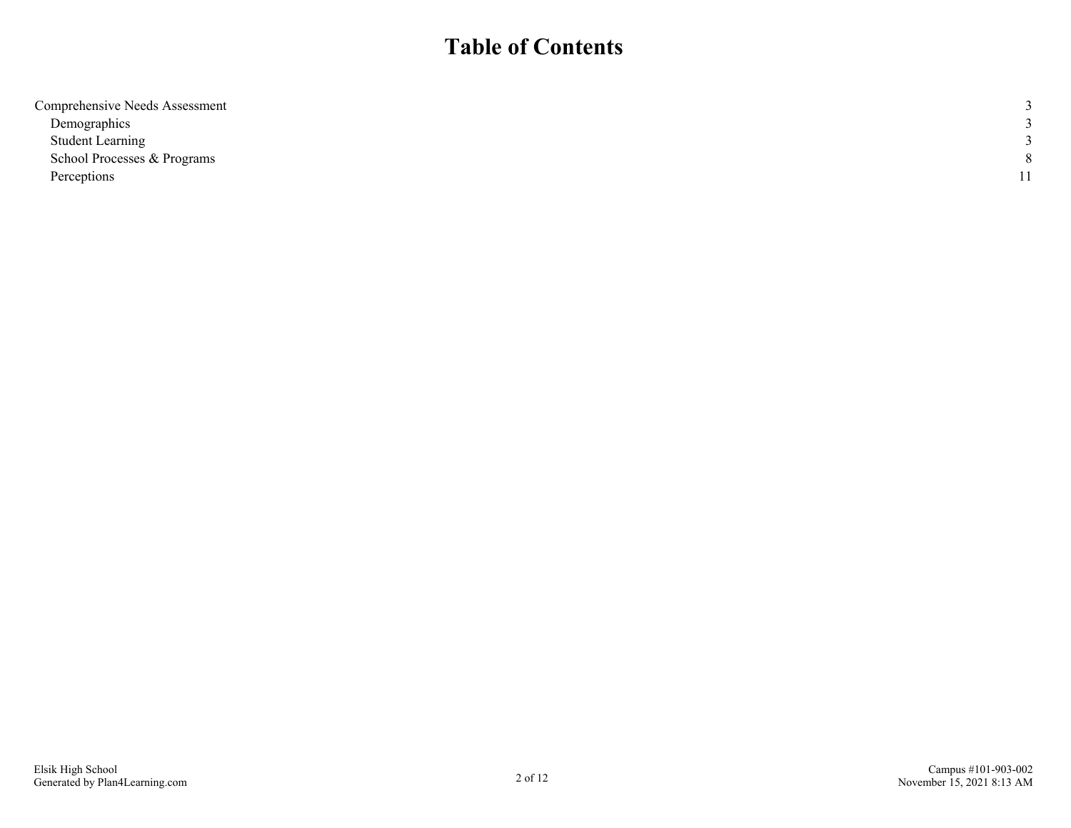# Table of Contents

| | |
|---|---|
| Comprehensive Needs Assessment | 3 |
| Demographics | 3 |
| Student Learning | 3 |
| School Processes & Programs | 8 |
| Perceptions | 11 |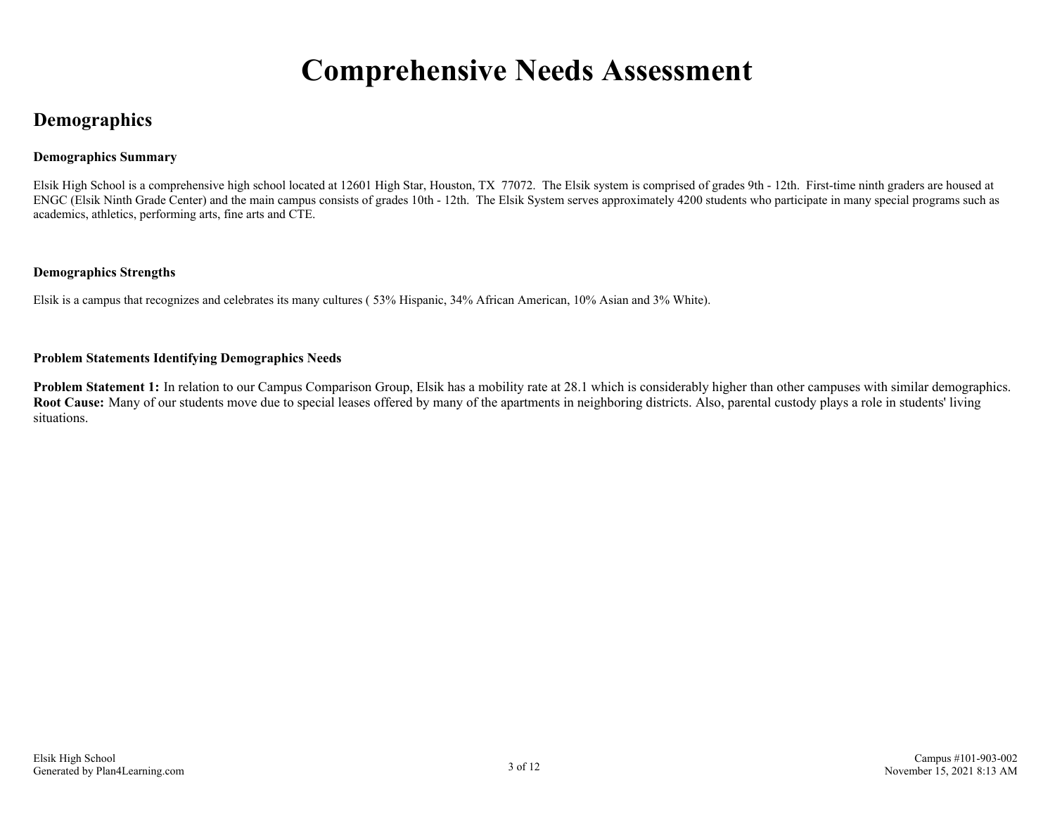# Comprehensive Needs Assessment

## Demographics

### Demographics Summary

Elsik High School is a comprehensive high school located at 12601 High Star, Houston, TX 77072. The Elsik system is comprised of grades 9th - 12th. First-time ninth graders are housed at ENGC (Elsik Ninth Grade Center) and the main campus consists of grades 10th - 12th. The Elsik System serves approximately 4200 students who participate in many special programs such as academics, athletics, performing arts, fine arts and CTE.

### Demographics Strengths

Elsik is a campus that recognizes and celebrates its many cultures ( 53% Hispanic, 34% African American, 10% Asian and 3% White).

### Problem Statements Identifying Demographics Needs

**Problem Statement 1:** In relation to our Campus Comparison Group, Elsik has a mobility rate at 28.1 which is considerably higher than other campuses with similar demographics. **Root Cause:** Many of our students move due to special leases offered by many of the apartments in neighboring districts. Also, parental custody plays a role in students' living situations.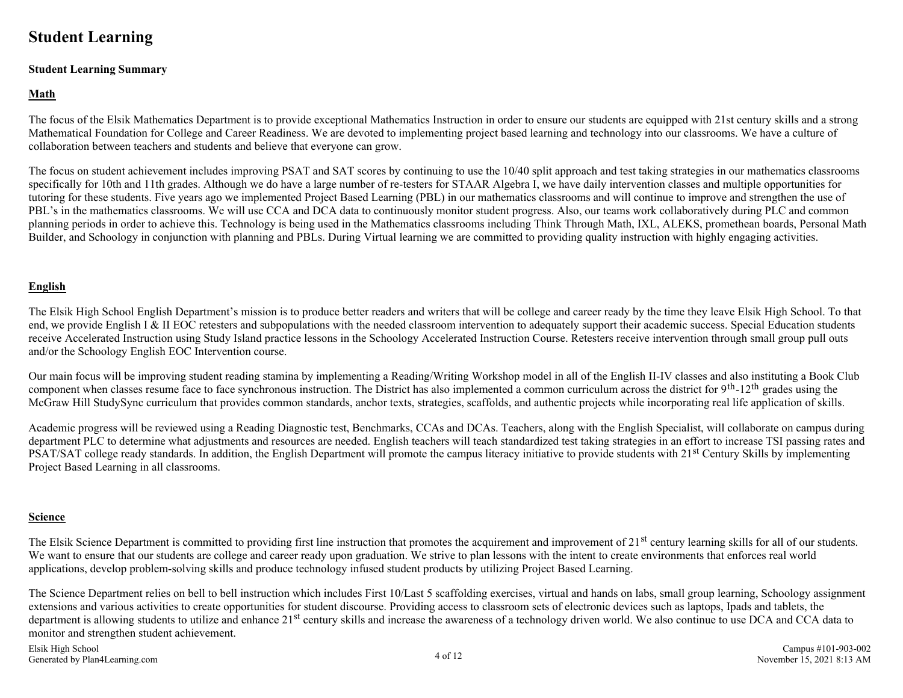# Student Learning

**Student Learning Summary**

**Math**

The focus of the Elsik Mathematics Department is to provide exceptional Mathematics Instruction in order to ensure our students are equipped with 21st century skills and a strong Mathematical Foundation for College and Career Readiness. We are devoted to implementing project based learning and technology into our classrooms. We have a culture of collaboration between teachers and students and believe that everyone can grow.

The focus on student achievement includes improving PSAT and SAT scores by continuing to use the 10/40 split approach and test taking strategies in our mathematics classrooms specifically for 10th and 11th grades. Although we do have a large number of re-testers for STAAR Algebra I, we have daily intervention classes and multiple opportunities for tutoring for these students. Five years ago we implemented Project Based Learning (PBL) in our mathematics classrooms and will continue to improve and strengthen the use of PBL's in the mathematics classrooms. We will use CCA and DCA data to continuously monitor student progress. Also, our teams work collaboratively during PLC and common planning periods in order to achieve this. Technology is being used in the Mathematics classrooms including Think Through Math, IXL, ALEKS, promethean boards, Personal Math Builder, and Schoology in conjunction with planning and PBLs. During Virtual learning we are committed to providing quality instruction with highly engaging activities.

**English**

The Elsik High School English Department's mission is to produce better readers and writers that will be college and career ready by the time they leave Elsik High School. To that end, we provide English I & II EOC retesters and subpopulations with the needed classroom intervention to adequately support their academic success. Special Education students receive Accelerated Instruction using Study Island practice lessons in the Schoology Accelerated Instruction Course. Retesters receive intervention through small group pull outs and/or the Schoology English EOC Intervention course.

Our main focus will be improving student reading stamina by implementing a Reading/Writing Workshop model in all of the English II-IV classes and also instituting a Book Club component when classes resume face to face synchronous instruction. The District has also implemented a common curriculum across the district for 9th-12th grades using the McGraw Hill StudySync curriculum that provides common standards, anchor texts, strategies, scaffolds, and authentic projects while incorporating real life application of skills.

Academic progress will be reviewed using a Reading Diagnostic test, Benchmarks, CCAs and DCAs. Teachers, along with the English Specialist, will collaborate on campus during department PLC to determine what adjustments and resources are needed. English teachers will teach standardized test taking strategies in an effort to increase TSI passing rates and PSAT/SAT college ready standards. In addition, the English Department will promote the campus literacy initiative to provide students with 21st Century Skills by implementing Project Based Learning in all classrooms.

**Science**

The Elsik Science Department is committed to providing first line instruction that promotes the acquirement and improvement of 21st century learning skills for all of our students. We want to ensure that our students are college and career ready upon graduation. We strive to plan lessons with the intent to create environments that enforces real world applications, develop problem-solving skills and produce technology infused student products by utilizing Project Based Learning.

The Science Department relies on bell to bell instruction which includes First 10/Last 5 scaffolding exercises, virtual and hands on labs, small group learning, Schoology assignment extensions and various activities to create opportunities for student discourse. Providing access to classroom sets of electronic devices such as laptops, Ipads and tablets, the department is allowing students to utilize and enhance 21st century skills and increase the awareness of a technology driven world. We also continue to use DCA and CCA data to monitor and strengthen student achievement.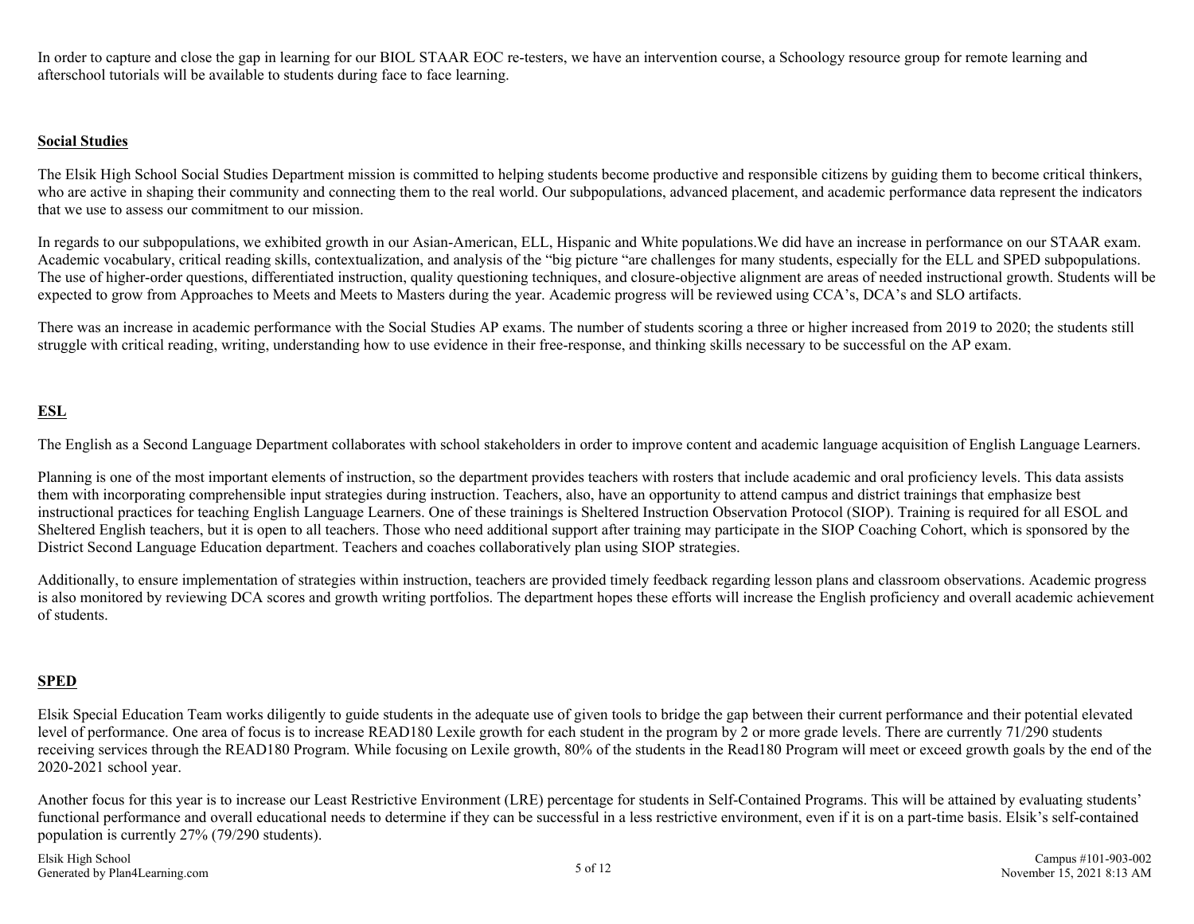In order to capture and close the gap in learning for our BIOL STAAR EOC re-testers, we have an intervention course, a Schoology resource group for remote learning and afterschool tutorials will be available to students during face to face learning.

**Social Studies**

The Elsik High School Social Studies Department mission is committed to helping students become productive and responsible citizens by guiding them to become critical thinkers, who are active in shaping their community and connecting them to the real world. Our subpopulations, advanced placement, and academic performance data represent the indicators that we use to assess our commitment to our mission.

In regards to our subpopulations, we exhibited growth in our Asian-American, ELL, Hispanic and White populations.We did have an increase in performance on our STAAR exam. Academic vocabulary, critical reading skills, contextualization, and analysis of the "big picture "are challenges for many students, especially for the ELL and SPED subpopulations. The use of higher-order questions, differentiated instruction, quality questioning techniques, and closure-objective alignment are areas of needed instructional growth. Students will be expected to grow from Approaches to Meets and Meets to Masters during the year. Academic progress will be reviewed using CCA's, DCA's and SLO artifacts.

There was an increase in academic performance with the Social Studies AP exams. The number of students scoring a three or higher increased from 2019 to 2020; the students still struggle with critical reading, writing, understanding how to use evidence in their free-response, and thinking skills necessary to be successful on the AP exam.

**ESL**

The English as a Second Language Department collaborates with school stakeholders in order to improve content and academic language acquisition of English Language Learners.

Planning is one of the most important elements of instruction, so the department provides teachers with rosters that include academic and oral proficiency levels. This data assists them with incorporating comprehensible input strategies during instruction. Teachers, also, have an opportunity to attend campus and district trainings that emphasize best instructional practices for teaching English Language Learners. One of these trainings is Sheltered Instruction Observation Protocol (SIOP). Training is required for all ESOL and Sheltered English teachers, but it is open to all teachers. Those who need additional support after training may participate in the SIOP Coaching Cohort, which is sponsored by the District Second Language Education department. Teachers and coaches collaboratively plan using SIOP strategies.

Additionally, to ensure implementation of strategies within instruction, teachers are provided timely feedback regarding lesson plans and classroom observations. Academic progress is also monitored by reviewing DCA scores and growth writing portfolios. The department hopes these efforts will increase the English proficiency and overall academic achievement of students.

**SPED**

Elsik Special Education Team works diligently to guide students in the adequate use of given tools to bridge the gap between their current performance and their potential elevated level of performance. One area of focus is to increase READ180 Lexile growth for each student in the program by 2 or more grade levels. There are currently 71/290 students receiving services through the READ180 Program. While focusing on Lexile growth, 80% of the students in the Read180 Program will meet or exceed growth goals by the end of the 2020-2021 school year.

Another focus for this year is to increase our Least Restrictive Environment (LRE) percentage for students in Self-Contained Programs. This will be attained by evaluating students' functional performance and overall educational needs to determine if they can be successful in a less restrictive environment, even if it is on a part-time basis. Elsik's self-contained population is currently 27% (79/290 students).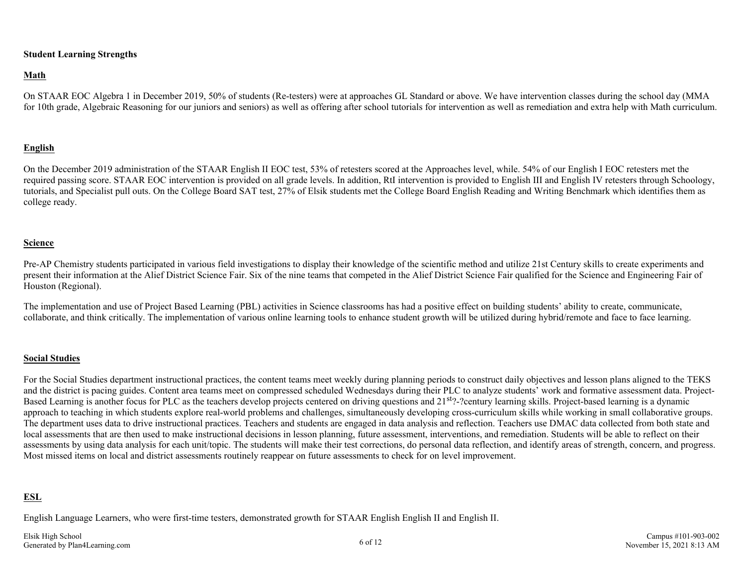**Student Learning Strengths**

**Math**

On STAAR EOC Algebra 1 in December 2019, 50% of students (Re-testers) were at approaches GL Standard or above. We have intervention classes during the school day (MMA for 10th grade, Algebraic Reasoning for our juniors and seniors) as well as offering after school tutorials for intervention as well as remediation and extra help with Math curriculum.

**English**

On the December 2019 administration of the STAAR English II EOC test, 53% of retesters scored at the Approaches level, while. 54% of our English I EOC retesters met the required passing score. STAAR EOC intervention is provided on all grade levels. In addition, RtI intervention is provided to English III and English IV retesters through Schoology, tutorials, and Specialist pull outs. On the College Board SAT test, 27% of Elsik students met the College Board English Reading and Writing Benchmark which identifies them as college ready.

**Science**

Pre-AP Chemistry students participated in various field investigations to display their knowledge of the scientific method and utilize 21st Century skills to create experiments and present their information at the Alief District Science Fair. Six of the nine teams that competed in the Alief District Science Fair qualified for the Science and Engineering Fair of Houston (Regional).

The implementation and use of Project Based Learning (PBL) activities in Science classrooms has had a positive effect on building students' ability to create, communicate, collaborate, and think critically. The implementation of various online learning tools to enhance student growth will be utilized during hybrid/remote and face to face learning.

**Social Studies**

For the Social Studies department instructional practices, the content teams meet weekly during planning periods to construct daily objectives and lesson plans aligned to the TEKS and the district is pacing guides. Content area teams meet on compressed scheduled Wednesdays during their PLC to analyze students' work and formative assessment data. Project-Based Learning is another focus for PLC as the teachers develop projects centered on driving questions and 21st?-?century learning skills. Project-based learning is a dynamic approach to teaching in which students explore real-world problems and challenges, simultaneously developing cross-curriculum skills while working in small collaborative groups. The department uses data to drive instructional practices. Teachers and students are engaged in data analysis and reflection. Teachers use DMAC data collected from both state and local assessments that are then used to make instructional decisions in lesson planning, future assessment, interventions, and remediation. Students will be able to reflect on their assessments by using data analysis for each unit/topic. The students will make their test corrections, do personal data reflection, and identify areas of strength, concern, and progress. Most missed items on local and district assessments routinely reappear on future assessments to check for on level improvement.

**ESL**

English Language Learners, who were first-time testers, demonstrated growth for STAAR English English II and English II.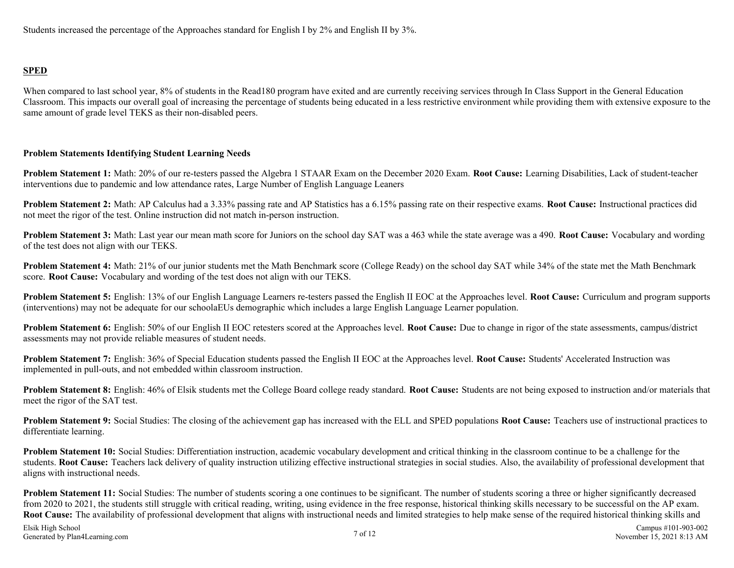Students increased the percentage of the Approaches standard for English I by 2% and English II by 3%.

**SPED**

When compared to last school year, 8% of students in the Read180 program have exited and are currently receiving services through In Class Support in the General Education Classroom. This impacts our overall goal of increasing the percentage of students being educated in a less restrictive environment while providing them with extensive exposure to the same amount of grade level TEKS as their non-disabled peers.

**Problem Statements Identifying Student Learning Needs**

**Problem Statement 1:** Math: 20% of our re-testers passed the Algebra 1 STAAR Exam on the December 2020 Exam. **Root Cause:** Learning Disabilities, Lack of student-teacher interventions due to pandemic and low attendance rates, Large Number of English Language Leaners

**Problem Statement 2:** Math: AP Calculus had a 3.33% passing rate and AP Statistics has a 6.15% passing rate on their respective exams. **Root Cause:** Instructional practices did not meet the rigor of the test. Online instruction did not match in-person instruction.

**Problem Statement 3:** Math: Last year our mean math score for Juniors on the school day SAT was a 463 while the state average was a 490. **Root Cause:** Vocabulary and wording of the test does not align with our TEKS.

**Problem Statement 4:** Math: 21% of our junior students met the Math Benchmark score (College Ready) on the school day SAT while 34% of the state met the Math Benchmark score. **Root Cause:** Vocabulary and wording of the test does not align with our TEKS.

**Problem Statement 5:** English: 13% of our English Language Learners re-testers passed the English II EOC at the Approaches level. **Root Cause:** Curriculum and program supports (interventions) may not be adequate for our schoolaEUs demographic which includes a large English Language Learner population.

**Problem Statement 6:** English: 50% of our English II EOC retesters scored at the Approaches level. **Root Cause:** Due to change in rigor of the state assessments, campus/district assessments may not provide reliable measures of student needs.

**Problem Statement 7:** English: 36% of Special Education students passed the English II EOC at the Approaches level. **Root Cause:** Students' Accelerated Instruction was implemented in pull-outs, and not embedded within classroom instruction.

**Problem Statement 8:** English: 46% of Elsik students met the College Board college ready standard. **Root Cause:** Students are not being exposed to instruction and/or materials that meet the rigor of the SAT test.

**Problem Statement 9:** Social Studies: The closing of the achievement gap has increased with the ELL and SPED populations **Root Cause:** Teachers use of instructional practices to differentiate learning.

**Problem Statement 10:** Social Studies: Differentiation instruction, academic vocabulary development and critical thinking in the classroom continue to be a challenge for the students. **Root Cause:** Teachers lack delivery of quality instruction utilizing effective instructional strategies in social studies. Also, the availability of professional development that aligns with instructional needs.

**Problem Statement 11:** Social Studies: The number of students scoring a one continues to be significant. The number of students scoring a three or higher significantly decreased from 2020 to 2021, the students still struggle with critical reading, writing, using evidence in the free response, historical thinking skills necessary to be successful on the AP exam. **Root Cause:** The availability of professional development that aligns with instructional needs and limited strategies to help make sense of the required historical thinking skills and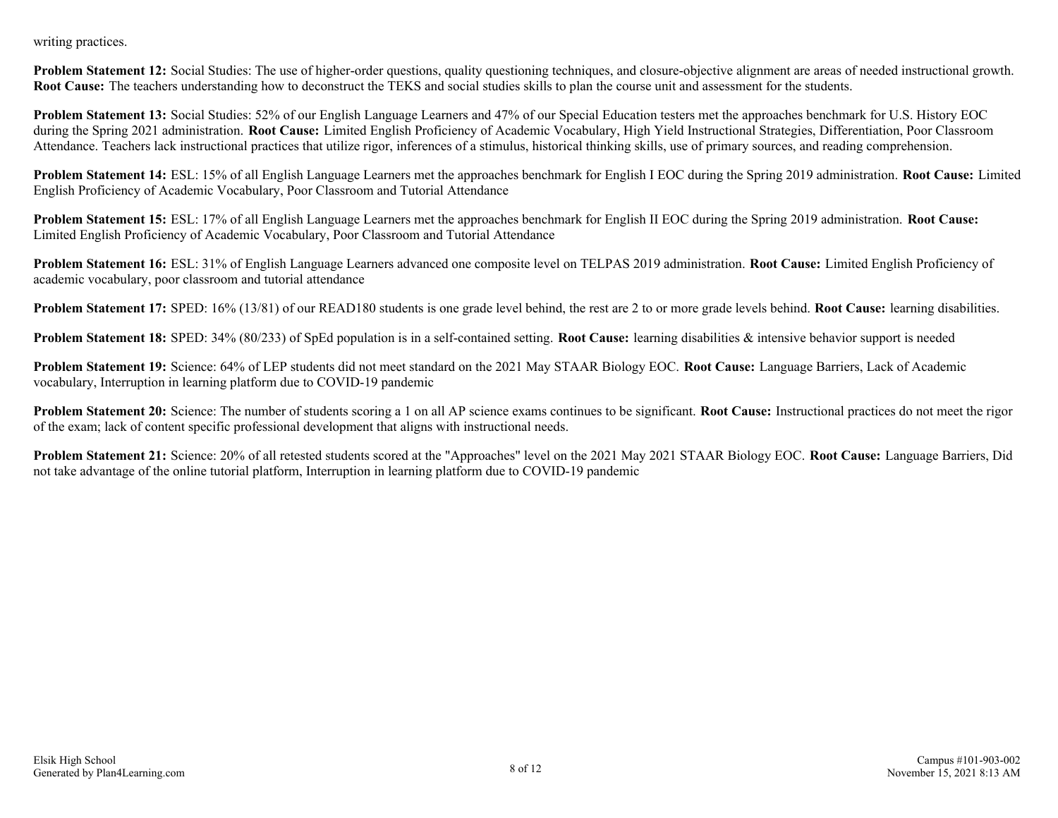writing practices.

**Problem Statement 12:** Social Studies: The use of higher-order questions, quality questioning techniques, and closure-objective alignment are areas of needed instructional growth. **Root Cause:** The teachers understanding how to deconstruct the TEKS and social studies skills to plan the course unit and assessment for the students.

**Problem Statement 13:** Social Studies: 52% of our English Language Learners and 47% of our Special Education testers met the approaches benchmark for U.S. History EOC during the Spring 2021 administration. **Root Cause:** Limited English Proficiency of Academic Vocabulary, High Yield Instructional Strategies, Differentiation, Poor Classroom Attendance. Teachers lack instructional practices that utilize rigor, inferences of a stimulus, historical thinking skills, use of primary sources, and reading comprehension.

**Problem Statement 14:** ESL: 15% of all English Language Learners met the approaches benchmark for English I EOC during the Spring 2019 administration. **Root Cause:** Limited English Proficiency of Academic Vocabulary, Poor Classroom and Tutorial Attendance

**Problem Statement 15:** ESL: 17% of all English Language Learners met the approaches benchmark for English II EOC during the Spring 2019 administration. **Root Cause:** Limited English Proficiency of Academic Vocabulary, Poor Classroom and Tutorial Attendance

**Problem Statement 16:** ESL: 31% of English Language Learners advanced one composite level on TELPAS 2019 administration. **Root Cause:** Limited English Proficiency of academic vocabulary, poor classroom and tutorial attendance

**Problem Statement 17:** SPED: 16% (13/81) of our READ180 students is one grade level behind, the rest are 2 to or more grade levels behind. **Root Cause:** learning disabilities.

**Problem Statement 18:** SPED: 34% (80/233) of SpEd population is in a self-contained setting. **Root Cause:** learning disabilities & intensive behavior support is needed

**Problem Statement 19:** Science: 64% of LEP students did not meet standard on the 2021 May STAAR Biology EOC. **Root Cause:** Language Barriers, Lack of Academic vocabulary, Interruption in learning platform due to COVID-19 pandemic

**Problem Statement 20:** Science: The number of students scoring a 1 on all AP science exams continues to be significant. **Root Cause:** Instructional practices do not meet the rigor of the exam; lack of content specific professional development that aligns with instructional needs.

**Problem Statement 21:** Science: 20% of all retested students scored at the "Approaches" level on the 2021 May 2021 STAAR Biology EOC. **Root Cause:** Language Barriers, Did not take advantage of the online tutorial platform, Interruption in learning platform due to COVID-19 pandemic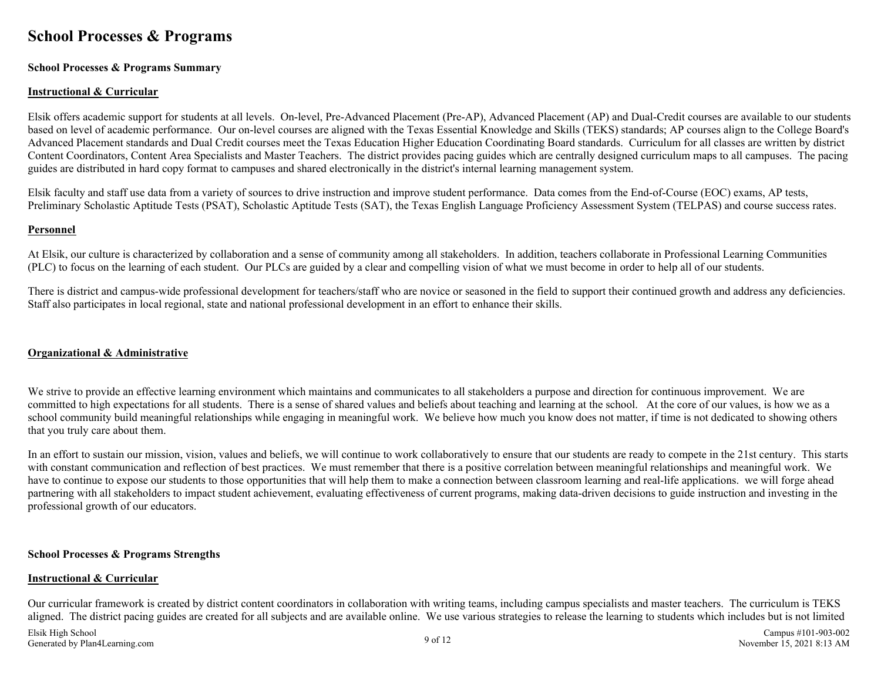# School Processes & Programs

**School Processes & Programs Summary**

**Instructional & Curricular**

Elsik offers academic support for students at all levels. On-level, Pre-Advanced Placement (Pre-AP), Advanced Placement (AP) and Dual-Credit courses are available to our students based on level of academic performance. Our on-level courses are aligned with the Texas Essential Knowledge and Skills (TEKS) standards; AP courses align to the College Board's Advanced Placement standards and Dual Credit courses meet the Texas Education Higher Education Coordinating Board standards. Curriculum for all classes are written by district Content Coordinators, Content Area Specialists and Master Teachers. The district provides pacing guides which are centrally designed curriculum maps to all campuses. The pacing guides are distributed in hard copy format to campuses and shared electronically in the district's internal learning management system.

Elsik faculty and staff use data from a variety of sources to drive instruction and improve student performance. Data comes from the End-of-Course (EOC) exams, AP tests, Preliminary Scholastic Aptitude Tests (PSAT), Scholastic Aptitude Tests (SAT), the Texas English Language Proficiency Assessment System (TELPAS) and course success rates.

**Personnel**

At Elsik, our culture is characterized by collaboration and a sense of community among all stakeholders. In addition, teachers collaborate in Professional Learning Communities (PLC) to focus on the learning of each student. Our PLCs are guided by a clear and compelling vision of what we must become in order to help all of our students.

There is district and campus-wide professional development for teachers/staff who are novice or seasoned in the field to support their continued growth and address any deficiencies. Staff also participates in local regional, state and national professional development in an effort to enhance their skills.

**Organizational & Administrative**

We strive to provide an effective learning environment which maintains and communicates to all stakeholders a purpose and direction for continuous improvement. We are committed to high expectations for all students. There is a sense of shared values and beliefs about teaching and learning at the school. At the core of our values, is how we as a school community build meaningful relationships while engaging in meaningful work. We believe how much you know does not matter, if time is not dedicated to showing others that you truly care about them.

In an effort to sustain our mission, vision, values and beliefs, we will continue to work collaboratively to ensure that our students are ready to compete in the 21st century. This starts with constant communication and reflection of best practices. We must remember that there is a positive correlation between meaningful relationships and meaningful work. We have to continue to expose our students to those opportunities that will help them to make a connection between classroom learning and real-life applications. we will forge ahead partnering with all stakeholders to impact student achievement, evaluating effectiveness of current programs, making data-driven decisions to guide instruction and investing in the professional growth of our educators.

**School Processes & Programs Strengths**

**Instructional & Curricular**

Our curricular framework is created by district content coordinators in collaboration with writing teams, including campus specialists and master teachers. The curriculum is TEKS aligned. The district pacing guides are created for all subjects and are available online. We use various strategies to release the learning to students which includes but is not limited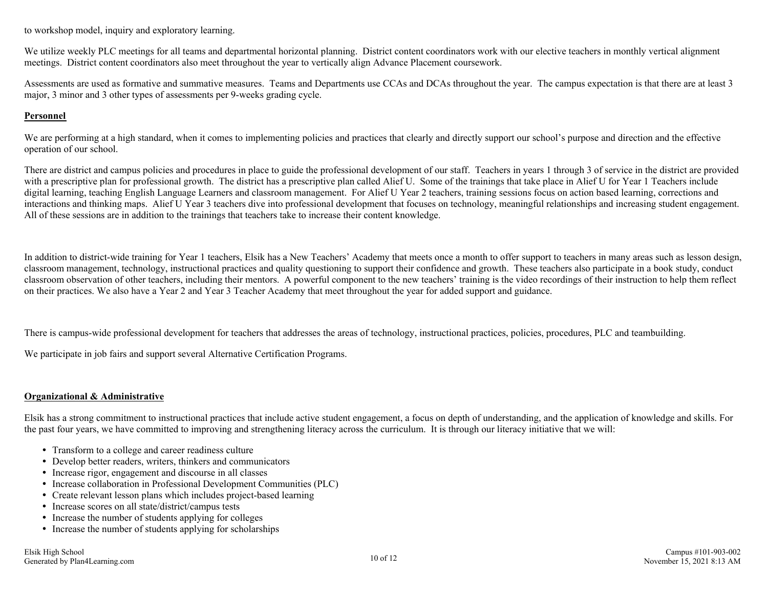to workshop model, inquiry and exploratory learning.

We utilize weekly PLC meetings for all teams and departmental horizontal planning. District content coordinators work with our elective teachers in monthly vertical alignment meetings. District content coordinators also meet throughout the year to vertically align Advance Placement coursework.

Assessments are used as formative and summative measures. Teams and Departments use CCAs and DCAs throughout the year. The campus expectation is that there are at least 3 major, 3 minor and 3 other types of assessments per 9-weeks grading cycle.

**Personnel**

We are performing at a high standard, when it comes to implementing policies and practices that clearly and directly support our school's purpose and direction and the effective operation of our school.

There are district and campus policies and procedures in place to guide the professional development of our staff. Teachers in years 1 through 3 of service in the district are provided with a prescriptive plan for professional growth. The district has a prescriptive plan called Alief U. Some of the trainings that take place in Alief U for Year 1 Teachers include digital learning, teaching English Language Learners and classroom management. For Alief U Year 2 teachers, training sessions focus on action based learning, corrections and interactions and thinking maps. Alief U Year 3 teachers dive into professional development that focuses on technology, meaningful relationships and increasing student engagement. All of these sessions are in addition to the trainings that teachers take to increase their content knowledge.

In addition to district-wide training for Year 1 teachers, Elsik has a New Teachers' Academy that meets once a month to offer support to teachers in many areas such as lesson design, classroom management, technology, instructional practices and quality questioning to support their confidence and growth. These teachers also participate in a book study, conduct classroom observation of other teachers, including their mentors. A powerful component to the new teachers' training is the video recordings of their instruction to help them reflect on their practices. We also have a Year 2 and Year 3 Teacher Academy that meet throughout the year for added support and guidance.

There is campus-wide professional development for teachers that addresses the areas of technology, instructional practices, policies, procedures, PLC and teambuilding.

We participate in job fairs and support several Alternative Certification Programs.

**Organizational & Administrative**

Elsik has a strong commitment to instructional practices that include active student engagement, a focus on depth of understanding, and the application of knowledge and skills. For the past four years, we have committed to improving and strengthening literacy across the curriculum. It is through our literacy initiative that we will:

- Transform to a college and career readiness culture
- Develop better readers, writers, thinkers and communicators
- Increase rigor, engagement and discourse in all classes
- Increase collaboration in Professional Development Communities (PLC)
- Create relevant lesson plans which includes project-based learning
- Increase scores on all state/district/campus tests
- Increase the number of students applying for colleges
- Increase the number of students applying for scholarships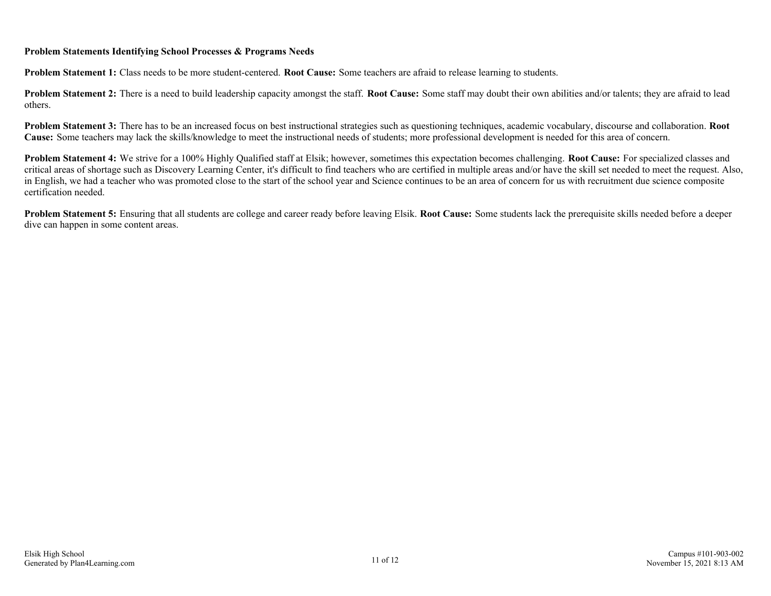**Problem Statements Identifying School Processes & Programs Needs**

**Problem Statement 1:** Class needs to be more student-centered. **Root Cause:** Some teachers are afraid to release learning to students.

**Problem Statement 2:** There is a need to build leadership capacity amongst the staff. **Root Cause:** Some staff may doubt their own abilities and/or talents; they are afraid to lead others.

**Problem Statement 3:** There has to be an increased focus on best instructional strategies such as questioning techniques, academic vocabulary, discourse and collaboration. **Root Cause:** Some teachers may lack the skills/knowledge to meet the instructional needs of students; more professional development is needed for this area of concern.

**Problem Statement 4:** We strive for a 100% Highly Qualified staff at Elsik; however, sometimes this expectation becomes challenging. **Root Cause:** For specialized classes and critical areas of shortage such as Discovery Learning Center, it's difficult to find teachers who are certified in multiple areas and/or have the skill set needed to meet the request. Also, in English, we had a teacher who was promoted close to the start of the school year and Science continues to be an area of concern for us with recruitment due science composite certification needed.

**Problem Statement 5:** Ensuring that all students are college and career ready before leaving Elsik. **Root Cause:** Some students lack the prerequisite skills needed before a deeper dive can happen in some content areas.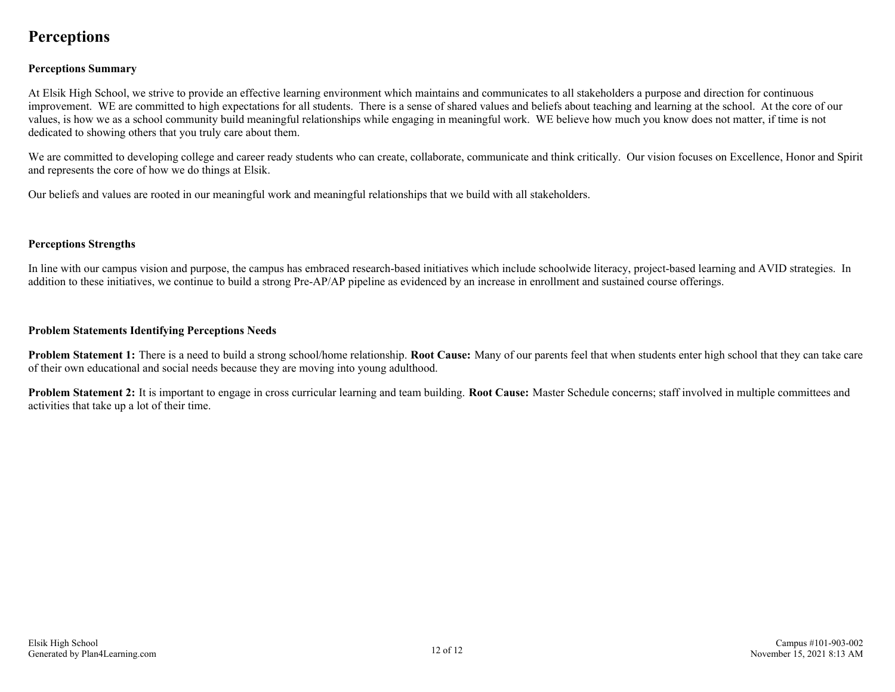# Perceptions

**Perceptions Summary**

At Elsik High School, we strive to provide an effective learning environment which maintains and communicates to all stakeholders a purpose and direction for continuous improvement.  WE are committed to high expectations for all students.  There is a sense of shared values and beliefs about teaching and learning at the school.  At the core of our values, is how we as a school community build meaningful relationships while engaging in meaningful work.  WE believe how much you know does not matter, if time is not dedicated to showing others that you truly care about them.

We are committed to developing college and career ready students who can create, collaborate, communicate and think critically.  Our vision focuses on Excellence, Honor and Spirit and represents the core of how we do things at Elsik.

Our beliefs and values are rooted in our meaningful work and meaningful relationships that we build with all stakeholders.

**Perceptions Strengths**

In line with our campus vision and purpose, the campus has embraced research-based initiatives which include schoolwide literacy, project-based learning and AVID strategies.  In addition to these initiatives, we continue to build a strong Pre-AP/AP pipeline as evidenced by an increase in enrollment and sustained course offerings.

**Problem Statements Identifying Perceptions Needs**

**Problem Statement 1:** There is a need to build a strong school/home relationship. **Root Cause:** Many of our parents feel that when students enter high school that they can take care of their own educational and social needs because they are moving into young adulthood.

**Problem Statement 2:** It is important to engage in cross curricular learning and team building. **Root Cause:** Master Schedule concerns; staff involved in multiple committees and activities that take up a lot of their time.